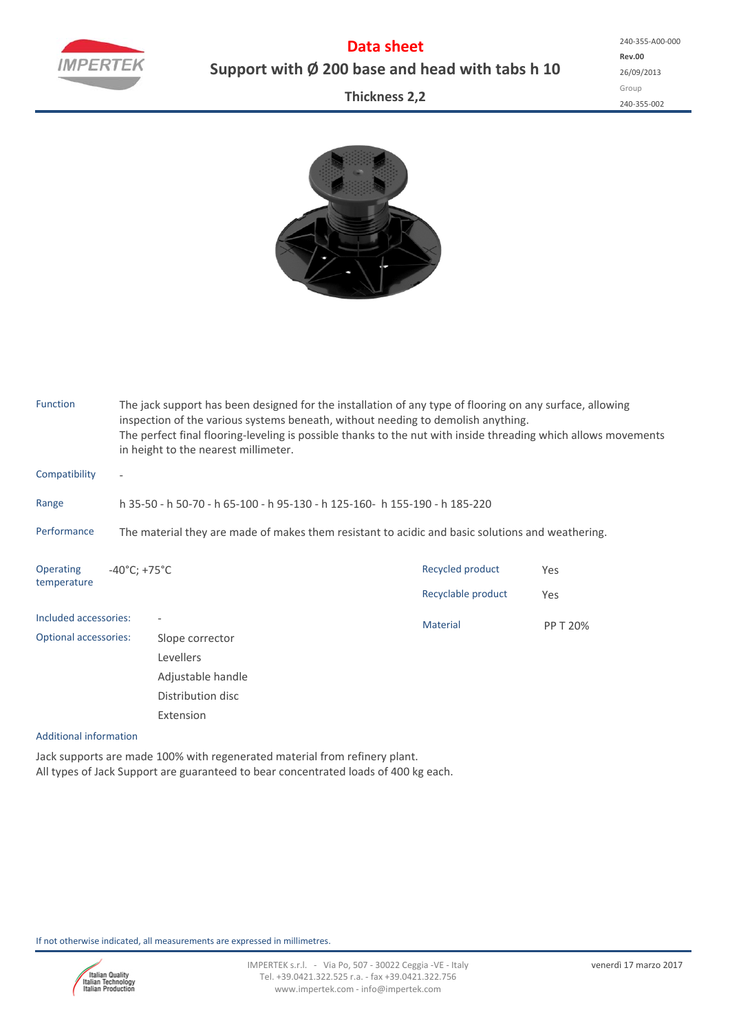# Data sheet

## Support with Ø 200 base and head with tabs h 10

### Thickness 2,2

240-355-A00-000
**Rev.00**
26/09/2013
Group
240-355-002

| | |
|---|---|
| Function | The jack support has been designed for the installation of any type of flooring on any surface, allowing inspection of the various systems beneath, without needing to demolish anything. The perfect final flooring-leveling is possible thanks to the nut with inside threading which allows movements in height to the nearest millimeter. |
| Compatibility | - |
| Range | h 35-50 - h 50-70 - h 65-100 - h 95-130 - h 125-160- h 155-190 - h 185-220 |
| Performance | The material they are made of makes them resistant to acidic and basic solutions and weathering. |

| | | | |
|---|---|---|---|
| Operating temperature | -40°C; +75°C | Recycled product | Yes |
| | | Recyclable product | Yes |
| Included accessories: | - | Material | PP T 20% |
| Optional accessories: | Slope corrector<br>Levellers<br>Adjustable handle<br>Distribution disc<br>Extension | | |

Additional information

Jack supports are made 100% with regenerated material from refinery plant.
All types of Jack Support are guaranteed to bear concentrated loads of 400 kg each.

If not otherwise indicated, all measurements are expressed in millimetres.

IMPERTEK s.r.l. - Via Po, 507 - 30022 Ceggia -VE - Italy
Tel. +39.0421.322.525 r.a. - fax +39.0421.322.756
www.impertek.com - info@impertek.com

venerdì 17 marzo 2017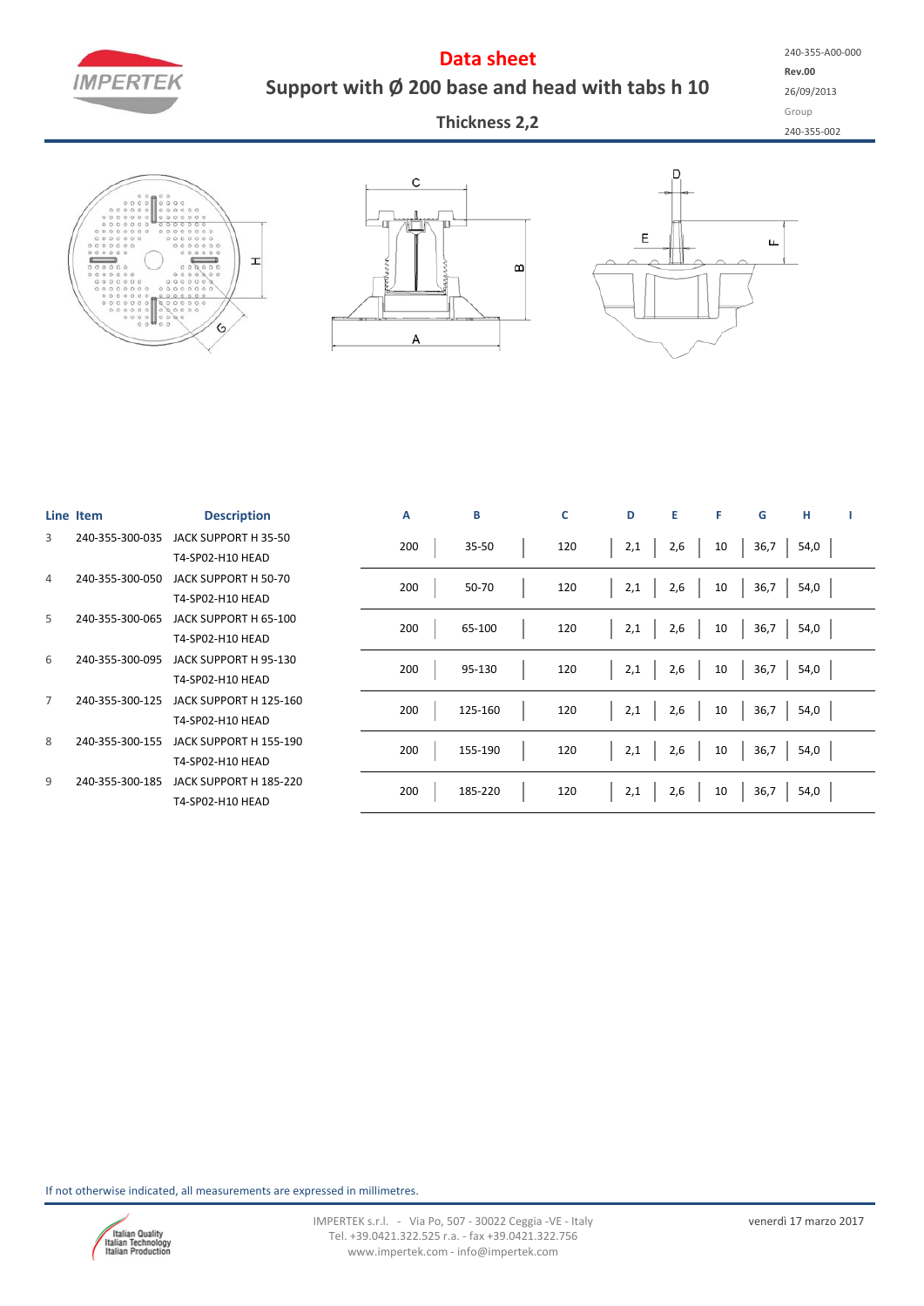# Data sheet

## Support with Ø 200 base and head with tabs h 10

### Thickness 2,2

240-355-A00-000
**Rev.00**
26/09/2013
Group
240-355-002

| Line | Item | Description | A | B | C | D | E | F | G | H | I |
|---|---|---|---|---|---|---|---|---|---|---|---|
| 3 | 240-355-300-035 | JACK SUPPORT H 35-50 T4-SP02-H10 HEAD | 200 | 35-50 | 120 | 2,1 | 2,6 | 10 | 36,7 | 54,0 | |
| 4 | 240-355-300-050 | JACK SUPPORT H 50-70 T4-SP02-H10 HEAD | 200 | 50-70 | 120 | 2,1 | 2,6 | 10 | 36,7 | 54,0 | |
| 5 | 240-355-300-065 | JACK SUPPORT H 65-100 T4-SP02-H10 HEAD | 200 | 65-100 | 120 | 2,1 | 2,6 | 10 | 36,7 | 54,0 | |
| 6 | 240-355-300-095 | JACK SUPPORT H 95-130 T4-SP02-H10 HEAD | 200 | 95-130 | 120 | 2,1 | 2,6 | 10 | 36,7 | 54,0 | |
| 7 | 240-355-300-125 | JACK SUPPORT H 125-160 T4-SP02-H10 HEAD | 200 | 125-160 | 120 | 2,1 | 2,6 | 10 | 36,7 | 54,0 | |
| 8 | 240-355-300-155 | JACK SUPPORT H 155-190 T4-SP02-H10 HEAD | 200 | 155-190 | 120 | 2,1 | 2,6 | 10 | 36,7 | 54,0 | |
| 9 | 240-355-300-185 | JACK SUPPORT H 185-220 T4-SP02-H10 HEAD | 200 | 185-220 | 120 | 2,1 | 2,6 | 10 | 36,7 | 54,0 | |

If not otherwise indicated, all measurements are expressed in millimetres.

Italian Quality
Italian Technology
Italian Production

IMPERTEK s.r.l. - Via Po, 507 - 30022 Ceggia -VE - Italy
Tel. +39.0421.322.525 r.a. - fax +39.0421.322.756
www.impertek.com - info@impertek.com

venerdì 17 marzo 2017